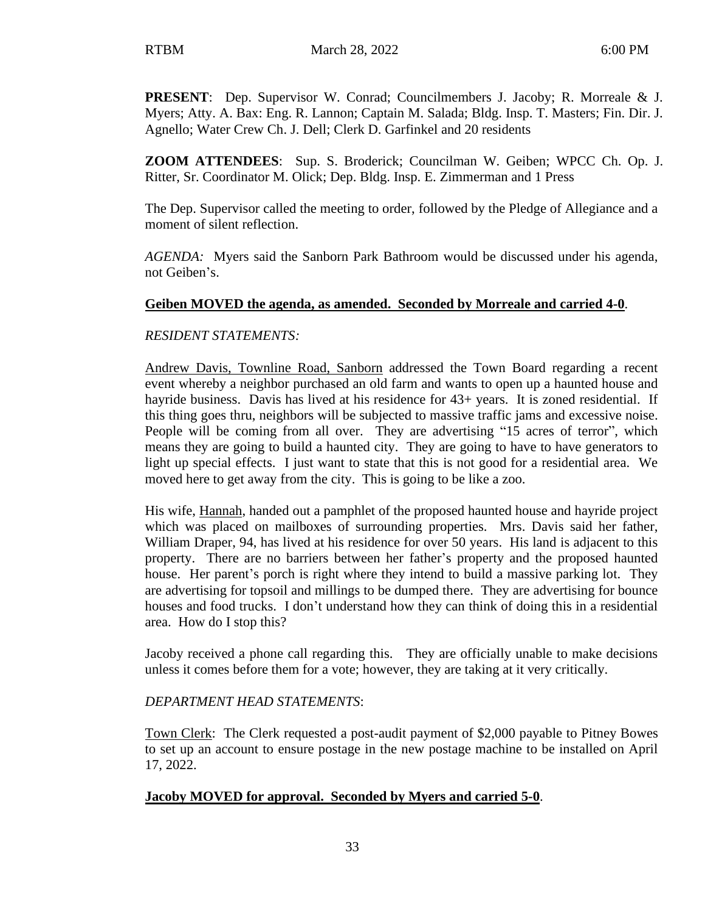RTBM March 28, 2022 6:00 PM

**PRESENT**: Dep. Supervisor W. Conrad; Councilmembers J. Jacoby; R. Morreale & J. Myers; Atty. A. Bax: Eng. R. Lannon; Captain M. Salada; Bldg. Insp. T. Masters; Fin. Dir. J. Agnello; Water Crew Ch. J. Dell; Clerk D. Garfinkel and 20 residents

**ZOOM ATTENDEES**: Sup. S. Broderick; Councilman W. Geiben; WPCC Ch. Op. J. Ritter, Sr. Coordinator M. Olick; Dep. Bldg. Insp. E. Zimmerman and 1 Press

The Dep. Supervisor called the meeting to order, followed by the Pledge of Allegiance and a moment of silent reflection.

*AGENDA:* Myers said the Sanborn Park Bathroom would be discussed under his agenda, not Geiben's.

**Geiben MOVED the agenda, as amended. Seconded by Morreale and carried 4-0**.

*RESIDENT STATEMENTS:*

Andrew Davis, Townline Road, Sanborn addressed the Town Board regarding a recent event whereby a neighbor purchased an old farm and wants to open up a haunted house and hayride business. Davis has lived at his residence for 43+ years. It is zoned residential. If this thing goes thru, neighbors will be subjected to massive traffic jams and excessive noise. People will be coming from all over. They are advertising "15 acres of terror", which means they are going to build a haunted city. They are going to have to have generators to light up special effects. I just want to state that this is not good for a residential area. We moved here to get away from the city. This is going to be like a zoo.

His wife, Hannah, handed out a pamphlet of the proposed haunted house and hayride project which was placed on mailboxes of surrounding properties. Mrs. Davis said her father, William Draper, 94, has lived at his residence for over 50 years. His land is adjacent to this property. There are no barriers between her father's property and the proposed haunted house. Her parent's porch is right where they intend to build a massive parking lot. They are advertising for topsoil and millings to be dumped there. They are advertising for bounce houses and food trucks. I don't understand how they can think of doing this in a residential area. How do I stop this?

Jacoby received a phone call regarding this. They are officially unable to make decisions unless it comes before them for a vote; however, they are taking at it very critically.

*DEPARTMENT HEAD STATEMENTS*:

Town Clerk: The Clerk requested a post-audit payment of $2,000 payable to Pitney Bowes to set up an account to ensure postage in the new postage machine to be installed on April 17, 2022.

**Jacoby MOVED for approval. Seconded by Myers and carried 5-0**.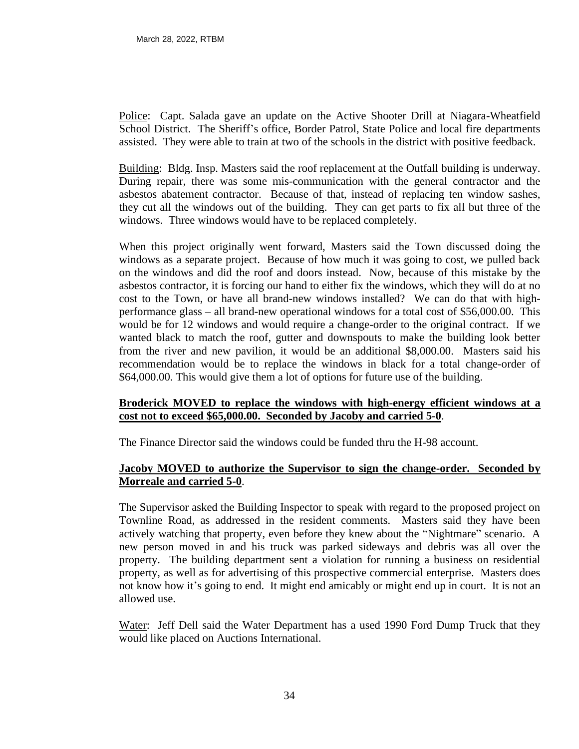Police: Capt. Salada gave an update on the Active Shooter Drill at Niagara-Wheatfield School District. The Sheriff's office, Border Patrol, State Police and local fire departments assisted. They were able to train at two of the schools in the district with positive feedback.

Building: Bldg. Insp. Masters said the roof replacement at the Outfall building is underway. During repair, there was some mis-communication with the general contractor and the asbestos abatement contractor. Because of that, instead of replacing ten window sashes, they cut all the windows out of the building. They can get parts to fix all but three of the windows. Three windows would have to be replaced completely.

When this project originally went forward, Masters said the Town discussed doing the windows as a separate project. Because of how much it was going to cost, we pulled back on the windows and did the roof and doors instead. Now, because of this mistake by the asbestos contractor, it is forcing our hand to either fix the windows, which they will do at no cost to the Town, or have all brand-new windows installed? We can do that with high-performance glass – all brand-new operational windows for a total cost of $56,000.00. This would be for 12 windows and would require a change-order to the original contract. If we wanted black to match the roof, gutter and downspouts to make the building look better from the river and new pavilion, it would be an additional $8,000.00. Masters said his recommendation would be to replace the windows in black for a total change-order of $64,000.00. This would give them a lot of options for future use of the building.

**Broderick MOVED to replace the windows with high-energy efficient windows at a cost not to exceed $65,000.00. Seconded by Jacoby and carried 5-0**.

The Finance Director said the windows could be funded thru the H-98 account.

**Jacoby MOVED to authorize the Supervisor to sign the change-order. Seconded by Morreale and carried 5-0**.

The Supervisor asked the Building Inspector to speak with regard to the proposed project on Townline Road, as addressed in the resident comments. Masters said they have been actively watching that property, even before they knew about the "Nightmare" scenario. A new person moved in and his truck was parked sideways and debris was all over the property. The building department sent a violation for running a business on residential property, as well as for advertising of this prospective commercial enterprise. Masters does not know how it's going to end. It might end amicably or might end up in court. It is not an allowed use.

Water: Jeff Dell said the Water Department has a used 1990 Ford Dump Truck that they would like placed on Auctions International.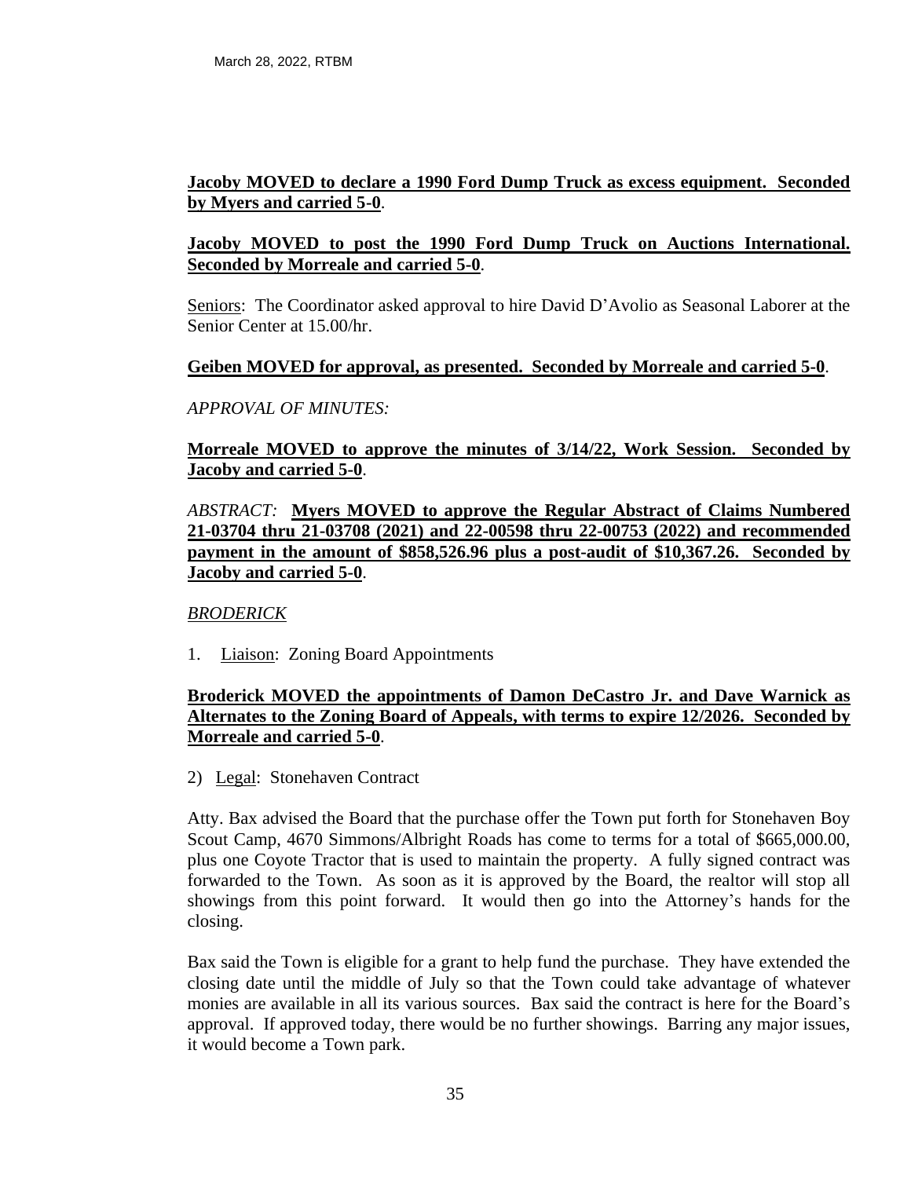**Jacoby MOVED to declare a 1990 Ford Dump Truck as excess equipment. Seconded by Myers and carried 5-0**.

**Jacoby MOVED to post the 1990 Ford Dump Truck on Auctions International. Seconded by Morreale and carried 5-0**.

Seniors: The Coordinator asked approval to hire David D'Avolio as Seasonal Laborer at the Senior Center at 15.00/hr.

**Geiben MOVED for approval, as presented. Seconded by Morreale and carried 5-0**.

*APPROVAL OF MINUTES:*

**Morreale MOVED to approve the minutes of 3/14/22, Work Session. Seconded by Jacoby and carried 5-0**.

*ABSTRACT:* **Myers MOVED to approve the Regular Abstract of Claims Numbered 21-03704 thru 21-03708 (2021) and 22-00598 thru 22-00753 (2022) and recommended payment in the amount of $858,526.96 plus a post-audit of $10,367.26. Seconded by Jacoby and carried 5-0**.

*BRODERICK*

1. Liaison: Zoning Board Appointments

**Broderick MOVED the appointments of Damon DeCastro Jr. and Dave Warnick as Alternates to the Zoning Board of Appeals, with terms to expire 12/2026. Seconded by Morreale and carried 5-0**.

2) Legal: Stonehaven Contract

Atty. Bax advised the Board that the purchase offer the Town put forth for Stonehaven Boy Scout Camp, 4670 Simmons/Albright Roads has come to terms for a total of $665,000.00, plus one Coyote Tractor that is used to maintain the property. A fully signed contract was forwarded to the Town. As soon as it is approved by the Board, the realtor will stop all showings from this point forward. It would then go into the Attorney's hands for the closing.

Bax said the Town is eligible for a grant to help fund the purchase. They have extended the closing date until the middle of July so that the Town could take advantage of whatever monies are available in all its various sources. Bax said the contract is here for the Board's approval. If approved today, there would be no further showings. Barring any major issues, it would become a Town park.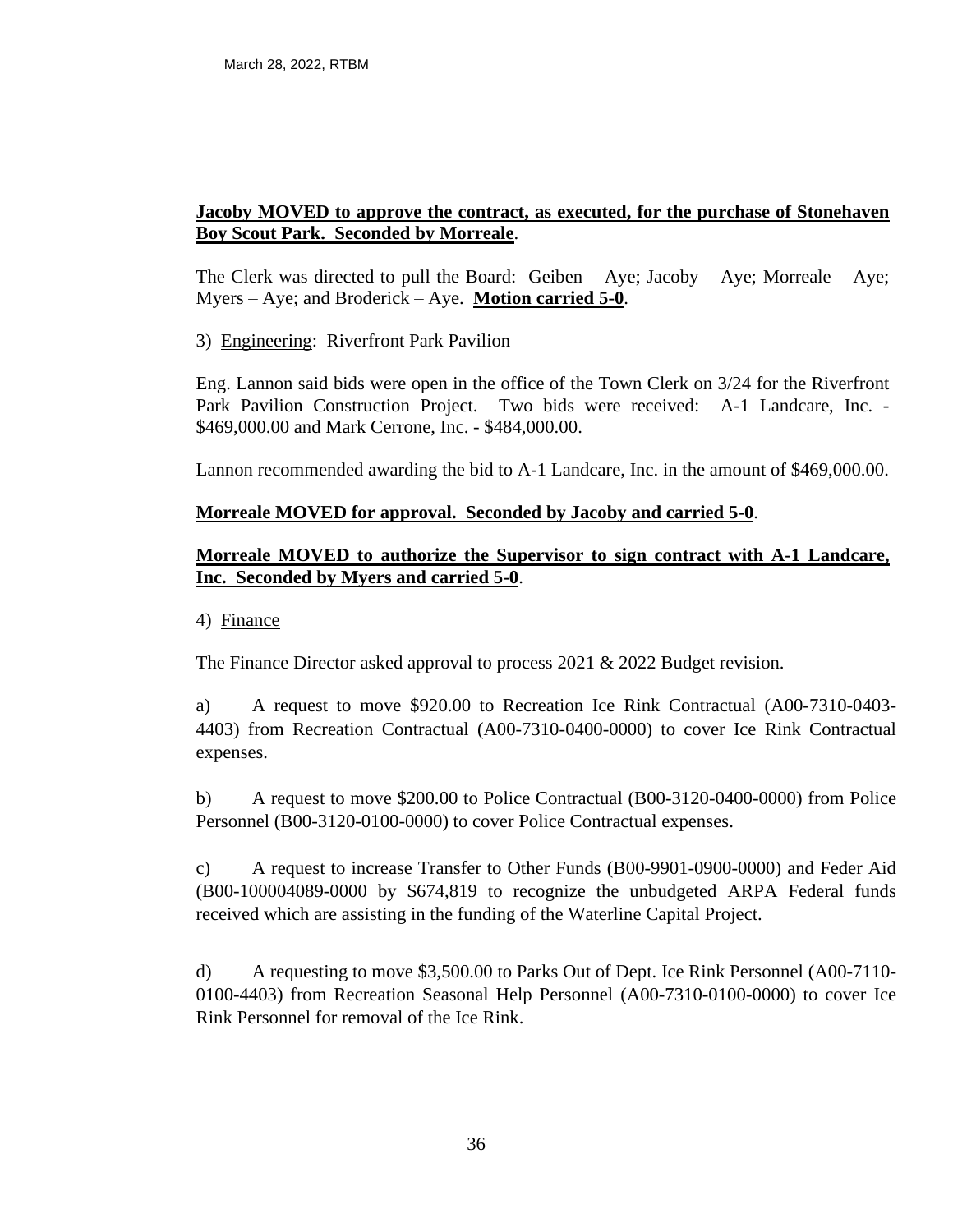**Jacoby MOVED to approve the contract, as executed, for the purchase of Stonehaven Boy Scout Park. Seconded by Morreale**.

The Clerk was directed to pull the Board: Geiben – Aye; Jacoby – Aye; Morreale – Aye; Myers – Aye; and Broderick – Aye. **Motion carried 5-0**.

3) Engineering: Riverfront Park Pavilion

Eng. Lannon said bids were open in the office of the Town Clerk on 3/24 for the Riverfront Park Pavilion Construction Project. Two bids were received: A-1 Landcare, Inc. - $469,000.00 and Mark Cerrone, Inc. - $484,000.00.

Lannon recommended awarding the bid to A-1 Landcare, Inc. in the amount of $469,000.00.

**Morreale MOVED for approval. Seconded by Jacoby and carried 5-0**.

**Morreale MOVED to authorize the Supervisor to sign contract with A-1 Landcare, Inc. Seconded by Myers and carried 5-0**.

4) Finance

The Finance Director asked approval to process 2021 & 2022 Budget revision.

a) A request to move $920.00 to Recreation Ice Rink Contractual (A00-7310-0403-4403) from Recreation Contractual (A00-7310-0400-0000) to cover Ice Rink Contractual expenses.

b) A request to move $200.00 to Police Contractual (B00-3120-0400-0000) from Police Personnel (B00-3120-0100-0000) to cover Police Contractual expenses.

c) A request to increase Transfer to Other Funds (B00-9901-0900-0000) and Feder Aid (B00-100004089-0000 by $674,819 to recognize the unbudgeted ARPA Federal funds received which are assisting in the funding of the Waterline Capital Project.

d) A requesting to move $3,500.00 to Parks Out of Dept. Ice Rink Personnel (A00-7110-0100-4403) from Recreation Seasonal Help Personnel (A00-7310-0100-0000) to cover Ice Rink Personnel for removal of the Ice Rink.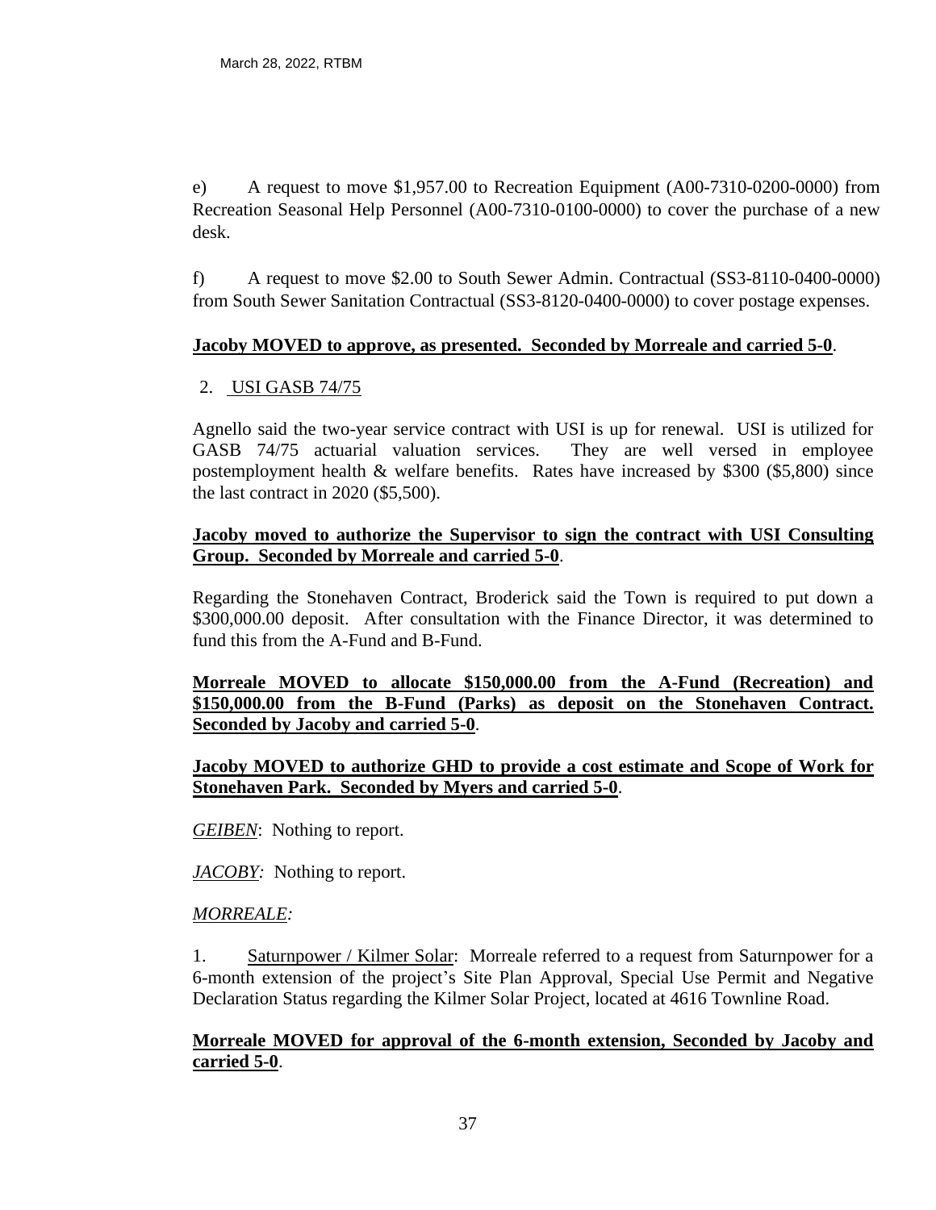e) A request to move $1,957.00 to Recreation Equipment (A00-7310-0200-0000) from Recreation Seasonal Help Personnel (A00-7310-0100-0000) to cover the purchase of a new desk.

f) A request to move $2.00 to South Sewer Admin. Contractual (SS3-8110-0400-0000) from South Sewer Sanitation Contractual (SS3-8120-0400-0000) to cover postage expenses.

**Jacoby MOVED to approve, as presented. Seconded by Morreale and carried 5-0**.

2. USI GASB 74/75

Agnello said the two-year service contract with USI is up for renewal. USI is utilized for GASB 74/75 actuarial valuation services. They are well versed in employee postemployment health & welfare benefits. Rates have increased by $300 ($5,800) since the last contract in 2020 ($5,500).

**Jacoby moved to authorize the Supervisor to sign the contract with USI Consulting Group. Seconded by Morreale and carried 5-0**.

Regarding the Stonehaven Contract, Broderick said the Town is required to put down a $300,000.00 deposit. After consultation with the Finance Director, it was determined to fund this from the A-Fund and B-Fund.

**Morreale MOVED to allocate $150,000.00 from the A-Fund (Recreation) and $150,000.00 from the B-Fund (Parks) as deposit on the Stonehaven Contract. Seconded by Jacoby and carried 5-0**.

**Jacoby MOVED to authorize GHD to provide a cost estimate and Scope of Work for Stonehaven Park. Seconded by Myers and carried 5-0**.

*GEIBEN*: Nothing to report.

*JACOBY:* Nothing to report.

*MORREALE:*

1. Saturnpower / Kilmer Solar: Morreale referred to a request from Saturnpower for a 6-month extension of the project's Site Plan Approval, Special Use Permit and Negative Declaration Status regarding the Kilmer Solar Project, located at 4616 Townline Road.

**Morreale MOVED for approval of the 6-month extension, Seconded by Jacoby and carried 5-0**.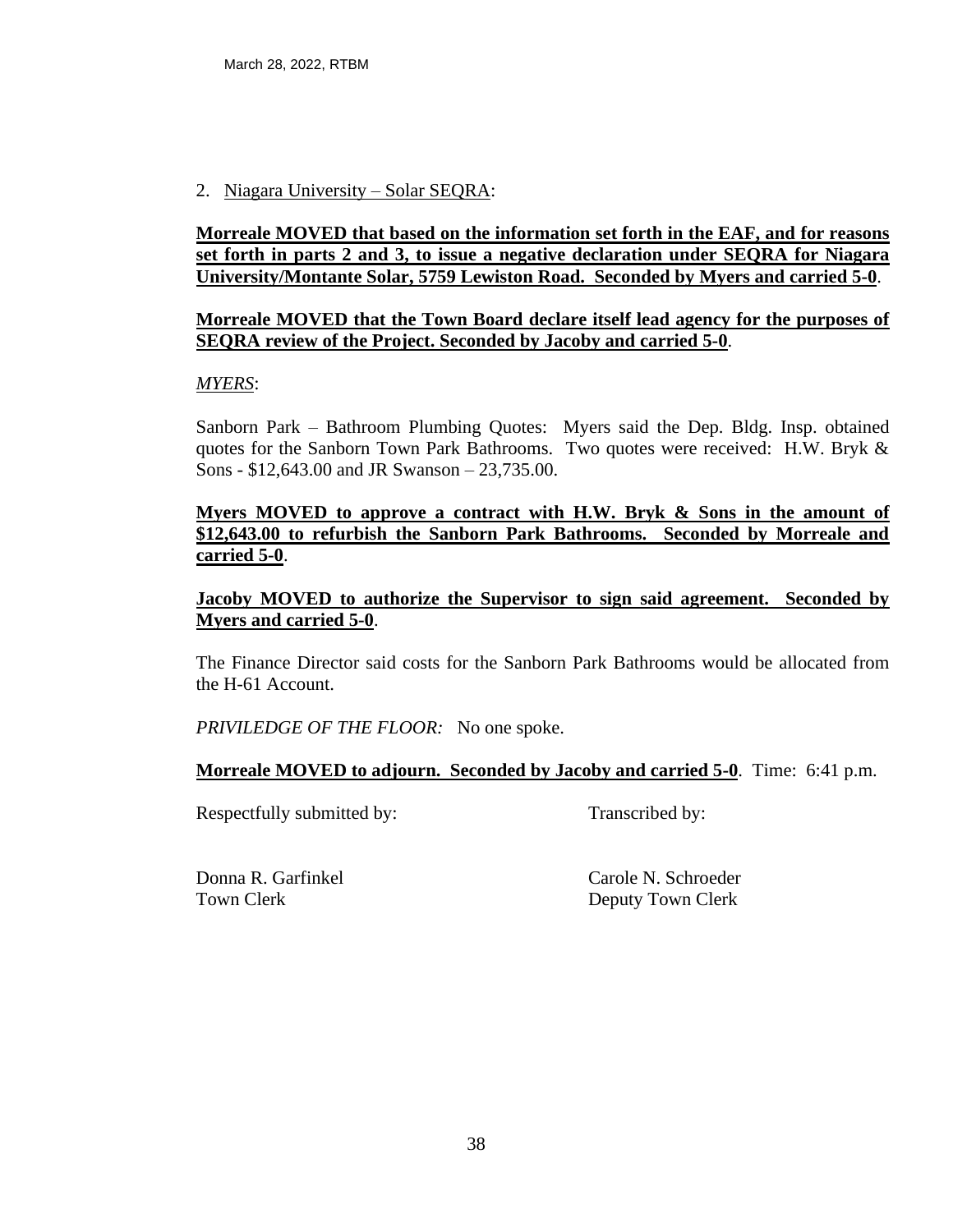2. Niagara University – Solar SEQRA:

**Morreale MOVED that based on the information set forth in the EAF, and for reasons set forth in parts 2 and 3, to issue a negative declaration under SEQRA for Niagara University/Montante Solar, 5759 Lewiston Road. Seconded by Myers and carried 5-0**.

**Morreale MOVED that the Town Board declare itself lead agency for the purposes of SEQRA review of the Project. Seconded by Jacoby and carried 5-0**.

*MYERS*:

Sanborn Park – Bathroom Plumbing Quotes: Myers said the Dep. Bldg. Insp. obtained quotes for the Sanborn Town Park Bathrooms. Two quotes were received: H.W. Bryk & Sons - $12,643.00 and JR Swanson – 23,735.00.

**Myers MOVED to approve a contract with H.W. Bryk & Sons in the amount of $12,643.00 to refurbish the Sanborn Park Bathrooms. Seconded by Morreale and carried 5-0**.

**Jacoby MOVED to authorize the Supervisor to sign said agreement. Seconded by Myers and carried 5-0**.

The Finance Director said costs for the Sanborn Park Bathrooms would be allocated from the H-61 Account.

*PRIVILEDGE OF THE FLOOR:* No one spoke.

**Morreale MOVED to adjourn. Seconded by Jacoby and carried 5-0**. Time: 6:41 p.m.

Respectfully submitted by: Transcribed by:

Donna R. Garfinkel
Town Clerk

Carole N. Schroeder
Deputy Town Clerk